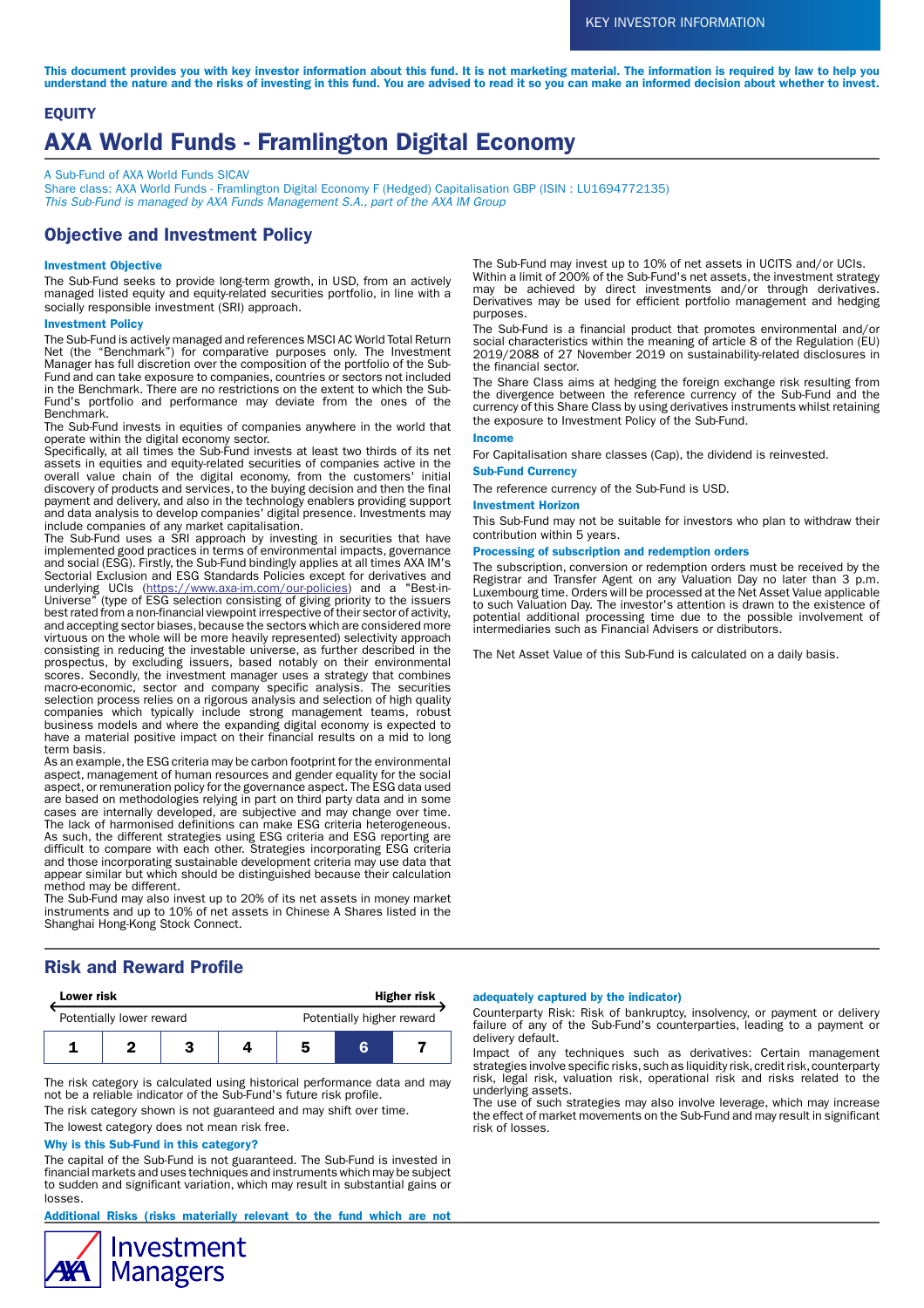KEY INVESTOR INFORMATION

**This document provides you with key investor information about this fund. It is not marketing material. The information is required by law to help you understand the nature and the risks of investing in this fund. You are advised to read it so you can make an informed decision about whether to invest.**

**EQUITY**

# AXA World Funds - Framlington Digital Economy

A Sub-Fund of AXA World Funds SICAV
Share class: AXA World Funds - Framlington Digital Economy F (Hedged) Capitalisation GBP (ISIN : LU1694772135)
*This Sub-Fund is managed by AXA Funds Management S.A., part of the AXA IM Group*

## Objective and Investment Policy

### Investment Objective

The Sub-Fund seeks to provide long-term growth, in USD, from an actively managed listed equity and equity-related securities portfolio, in line with a socially responsible investment (SRI) approach.

### Investment Policy

The Sub-Fund is actively managed and references MSCI AC World Total Return Net (the "Benchmark") for comparative purposes only. The Investment Manager has full discretion over the composition of the portfolio of the Sub-Fund and can take exposure to companies, countries or sectors not included in the Benchmark. There are no restrictions on the extent to which the Sub-Fund's portfolio and performance may deviate from the ones of the Benchmark.

The Sub-Fund invests in equities of companies anywhere in the world that operate within the digital economy sector.

Specifically, at all times the Sub-Fund invests at least two thirds of its net assets in equities and equity-related securities of companies active in the overall value chain of the digital economy, from the customers' initial discovery of products and services, to the buying decision and then the final payment and delivery, and also in the technology enablers providing support and data analysis to develop companies' digital presence. Investments may include companies of any market capitalisation.

The Sub-Fund uses a SRI approach by investing in securities that have implemented good practices in terms of environmental impacts, governance and social (ESG). Firstly, the Sub-Fund bindingly applies at all times AXA IM's Sectorial Exclusion and ESG Standards Policies except for derivatives and underlying UCIs (https://www.axa-im.com/our-policies) and a "Best-in-Universe" (type of ESG selection consisting of giving priority to the issuers best rated from a non-financial viewpoint irrespective of their sector of activity, and accepting sector biases, because the sectors which are considered more virtuous on the whole will be more heavily represented) selectivity approach consisting in reducing the investable universe, as further described in the prospectus, by excluding issuers, based notably on their environmental scores. Secondly, the investment manager uses a strategy that combines macro-economic, sector and company specific analysis. The securities selection process relies on a rigorous analysis and selection of high quality companies which typically include strong management teams, robust business models and where the expanding digital economy is expected to have a material positive impact on their financial results on a mid to long term basis.

As an example, the ESG criteria may be carbon footprint for the environmental aspect, management of human resources and gender equality for the social aspect, or remuneration policy for the governance aspect. The ESG data used are based on methodologies relying in part on third party data and in some cases are internally developed, are subjective and may change over time. The lack of harmonised definitions can make ESG criteria heterogeneous. As such, the different strategies using ESG criteria and ESG reporting are difficult to compare with each other. Strategies incorporating ESG criteria and those incorporating sustainable development criteria may use data that appear similar but which should be distinguished because their calculation method may be different.

The Sub-Fund may also invest up to 20% of its net assets in money market instruments and up to 10% of net assets in Chinese A Shares listed in the Shanghai Hong-Kong Stock Connect.

The Sub-Fund may invest up to 10% of net assets in UCITS and/or UCIs.

Within a limit of 200% of the Sub-Fund's net assets, the investment strategy may be achieved by direct investments and/or through derivatives. Derivatives may be used for efficient portfolio management and hedging purposes.

The Sub-Fund is a financial product that promotes environmental and/or social characteristics within the meaning of article 8 of the Regulation (EU) 2019/2088 of 27 November 2019 on sustainability-related disclosures in the financial sector.

The Share Class aims at hedging the foreign exchange risk resulting from the divergence between the reference currency of the Sub-Fund and the currency of this Share Class by using derivatives instruments whilst retaining the exposure to Investment Policy of the Sub-Fund.

### Income

For Capitalisation share classes (Cap), the dividend is reinvested.

### Sub-Fund Currency

The reference currency of the Sub-Fund is USD.

### Investment Horizon

This Sub-Fund may not be suitable for investors who plan to withdraw their contribution within 5 years.

### Processing of subscription and redemption orders

The subscription, conversion or redemption orders must be received by the Registrar and Transfer Agent on any Valuation Day no later than 3 p.m. Luxembourg time. Orders will be processed at the Net Asset Value applicable to such Valuation Day. The investor's attention is drawn to the existence of potential additional processing time due to the possible involvement of intermediaries such as Financial Advisers or distributors.

The Net Asset Value of this Sub-Fund is calculated on a daily basis.

## Risk and Reward Profile

**Lower risk** ← → **Higher risk**

Potentially lower reward — Potentially higher reward

| 1 | 2 | 3 | 4 | 5 | **6** | 7 |
|---|---|---|---|---|---|---|

The risk category is calculated using historical performance data and may not be a reliable indicator of the Sub-Fund's future risk profile.

The risk category shown is not guaranteed and may shift over time.

The lowest category does not mean risk free.

### Why is this Sub-Fund in this category?

The capital of the Sub-Fund is not guaranteed. The Sub-Fund is invested in financial markets and uses techniques and instruments which may be subject to sudden and significant variation, which may result in substantial gains or losses.

### Additional Risks (risks materially relevant to the fund which are not adequately captured by the indicator)

Counterparty Risk: Risk of bankruptcy, insolvency, or payment or delivery failure of any of the Sub-Fund's counterparties, leading to a payment or delivery default.

Impact of any techniques such as derivatives: Certain management strategies involve specific risks, such as liquidity risk, credit risk, counterparty risk, legal risk, valuation risk, operational risk and risks related to the underlying assets.

The use of such strategies may also involve leverage, which may increase the effect of market movements on the Sub-Fund and may result in significant risk of losses.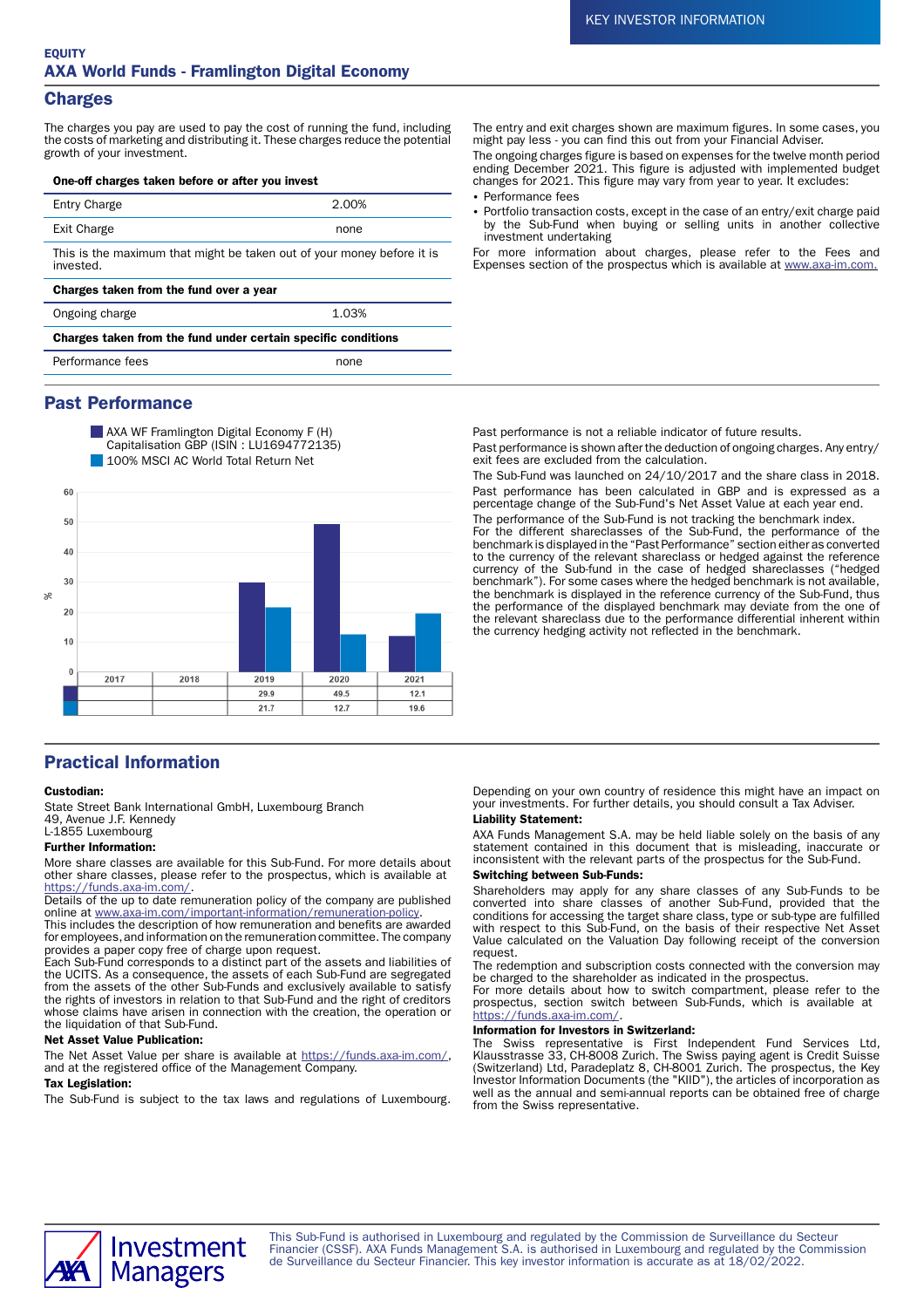KEY INVESTOR INFORMATION

**EQUITY**
**AXA World Funds - Framlington Digital Economy**

## Charges

The charges you pay are used to pay the cost of running the fund, including the costs of marketing and distributing it. These charges reduce the potential growth of your investment.

| **One-off charges taken before or after you invest** | |
|---|---|
| Entry Charge | 2.00% |
| Exit Charge | none |
| This is the maximum that might be taken out of your money before it is invested. | |
| **Charges taken from the fund over a year** | |
| Ongoing charge | 1.03% |
| **Charges taken from the fund under certain specific conditions** | |
| Performance fees | none |

The entry and exit charges shown are maximum figures. In some cases, you might pay less - you can find this out from your Financial Adviser.

The ongoing charges figure is based on expenses for the twelve month period ending December 2021. This figure is adjusted with implemented budget changes for 2021. This figure may vary from year to year. It excludes:

- Performance fees
- Portfolio transaction costs, except in the case of an entry/exit charge paid by the Sub-Fund when buying or selling units in another collective investment undertaking

For more information about charges, please refer to the Fees and Expenses section of the prospectus which is available at www.axa-im.com.

## Past Performance

AXA WF Framlington Digital Economy F (H) Capitalisation GBP (ISIN : LU1694772135)
100% MSCI AC World Total Return Net

%
60
50
40
30
20
10
0

| | 2017 | 2018 | 2019 | 2020 | 2021 |
|---|---|---|---|---|---|
| AXA WF Framlington Digital Economy F (H) Capitalisation GBP | | | 29.9 | 49.5 | 12.1 |
| 100% MSCI AC World Total Return Net | | | 21.7 | 12.7 | 19.6 |

Past performance is not a reliable indicator of future results.

Past performance is shown after the deduction of ongoing charges. Any entry/exit fees are excluded from the calculation.

The Sub-Fund was launched on 24/10/2017 and the share class in 2018.

Past performance has been calculated in GBP and is expressed as a percentage change of the Sub-Fund's Net Asset Value at each year end.

The performance of the Sub-Fund is not tracking the benchmark index. For the different shareclasses of the Sub-Fund, the performance of the benchmark is displayed in the "Past Performance" section either as converted to the currency of the relevant shareclass or hedged against the reference currency of the Sub-Fund in the case of hedged shareclasses ("hedged benchmark"). For some cases where the hedged benchmark is not available, the benchmark is displayed in the reference currency of the Sub-Fund, thus the performance of the displayed benchmark may deviate from the one of the relevant shareclass due to the performance differential inherent within the currency hedging activity not reflected in the benchmark.

## Practical Information

**Custodian:**

State Street Bank International GmbH, Luxembourg Branch
49, Avenue J.F. Kennedy
L-1855 Luxembourg

**Further Information:**

More share classes are available for this Sub-Fund. For more details about other share classes, please refer to the prospectus, which is available at https://funds.axa-im.com/.

Details of the up to date remuneration policy of the company are published online at www.axa-im.com/important-information/remuneration-policy. This includes the description of how remuneration and benefits are awarded for employees, and information on the remuneration committee. The company provides a paper copy free of charge upon request.

Each Sub-Fund corresponds to a distinct part of the assets and liabilities of the UCITS. As a consequence, the assets of each Sub-Fund are segregated from the assets of the other Sub-Funds and exclusively available to satisfy the rights of investors in relation to that Sub-Fund and the right of creditors whose claims have arisen in connection with the creation, the operation or the liquidation of that Sub-Fund.

**Net Asset Value Publication:**

The Net Asset Value per share is available at https://funds.axa-im.com/, and at the registered office of the Management Company.

**Tax Legislation:**

The Sub-Fund is subject to the tax laws and regulations of Luxembourg. Depending on your own country of residence this might have an impact on your investments. For further details, you should consult a Tax Adviser.

**Liability Statement:**

AXA Funds Management S.A. may be held liable solely on the basis of any statement contained in this document that is misleading, inaccurate or inconsistent with the relevant parts of the prospectus for the Sub-Fund.

**Switching between Sub-Funds:**

Shareholders may apply for any share classes of any Sub-Funds to be converted into share classes of another Sub-Fund, provided that the conditions for accessing the target share class, type or sub-type are fulfilled with respect to this Sub-Fund, on the basis of their respective Net Asset Value calculated on the Valuation Day following receipt of the conversion request.

The redemption and subscription costs connected with the conversion may be charged to the shareholder as indicated in the prospectus.

For more details about how to switch compartment, please refer to the prospectus, section switch between Sub-Funds, which is available at https://funds.axa-im.com/.

**Information for Investors in Switzerland:**

The Swiss representative is First Independent Fund Services Ltd, Klausstrasse 33, CH-8008 Zurich. The Swiss paying agent is Credit Suisse (Switzerland) Ltd, Paradeplatz 8, CH-8001 Zurich. The prospectus, the Key Investor Information Documents (the "KIID"), the articles of incorporation as well as the annual and semi-annual reports can be obtained free of charge from the Swiss representative.

AXA Investment Managers

This Sub-Fund is authorised in Luxembourg and regulated by the Commission de Surveillance du Secteur Financier (CSSF). AXA Funds Management S.A. is authorised in Luxembourg and regulated by the Commission de Surveillance du Secteur Financier. This key investor information is accurate as at 18/02/2022.